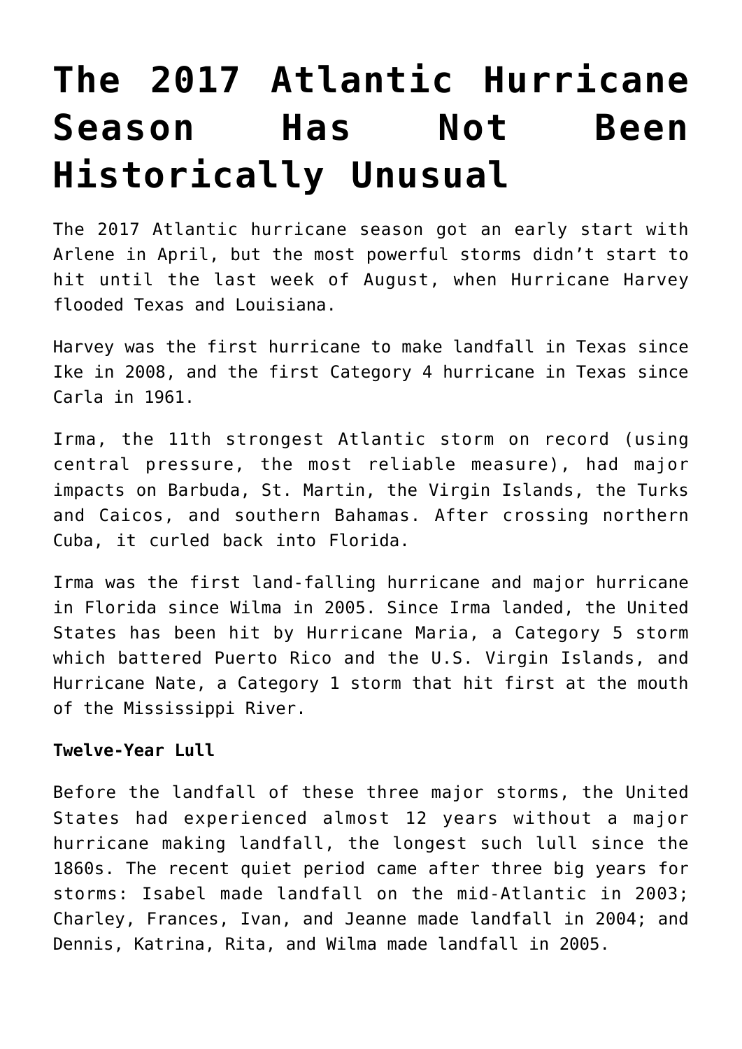# The 2017 Atlantic Hurricane Season Has Not Been Historically Unusual

The 2017 Atlantic hurricane season got an early start with Arlene in April, but the most powerful storms didn't start to hit until the last week of August, when Hurricane Harvey flooded Texas and Louisiana.

Harvey was the first hurricane to make landfall in Texas since Ike in 2008, and the first Category 4 hurricane in Texas since Carla in 1961.

Irma, the 11th strongest Atlantic storm on record (using central pressure, the most reliable measure), had major impacts on Barbuda, St. Martin, the Virgin Islands, the Turks and Caicos, and southern Bahamas. After crossing northern Cuba, it curled back into Florida.

Irma was the first land-falling hurricane and major hurricane in Florida since Wilma in 2005. Since Irma landed, the United States has been hit by Hurricane Maria, a Category 5 storm which battered Puerto Rico and the U.S. Virgin Islands, and Hurricane Nate, a Category 1 storm that hit first at the mouth of the Mississippi River.

**Twelve-Year Lull**

Before the landfall of these three major storms, the United States had experienced almost 12 years without a major hurricane making landfall, the longest such lull since the 1860s. The recent quiet period came after three big years for storms: Isabel made landfall on the mid-Atlantic in 2003; Charley, Frances, Ivan, and Jeanne made landfall in 2004; and Dennis, Katrina, Rita, and Wilma made landfall in 2005.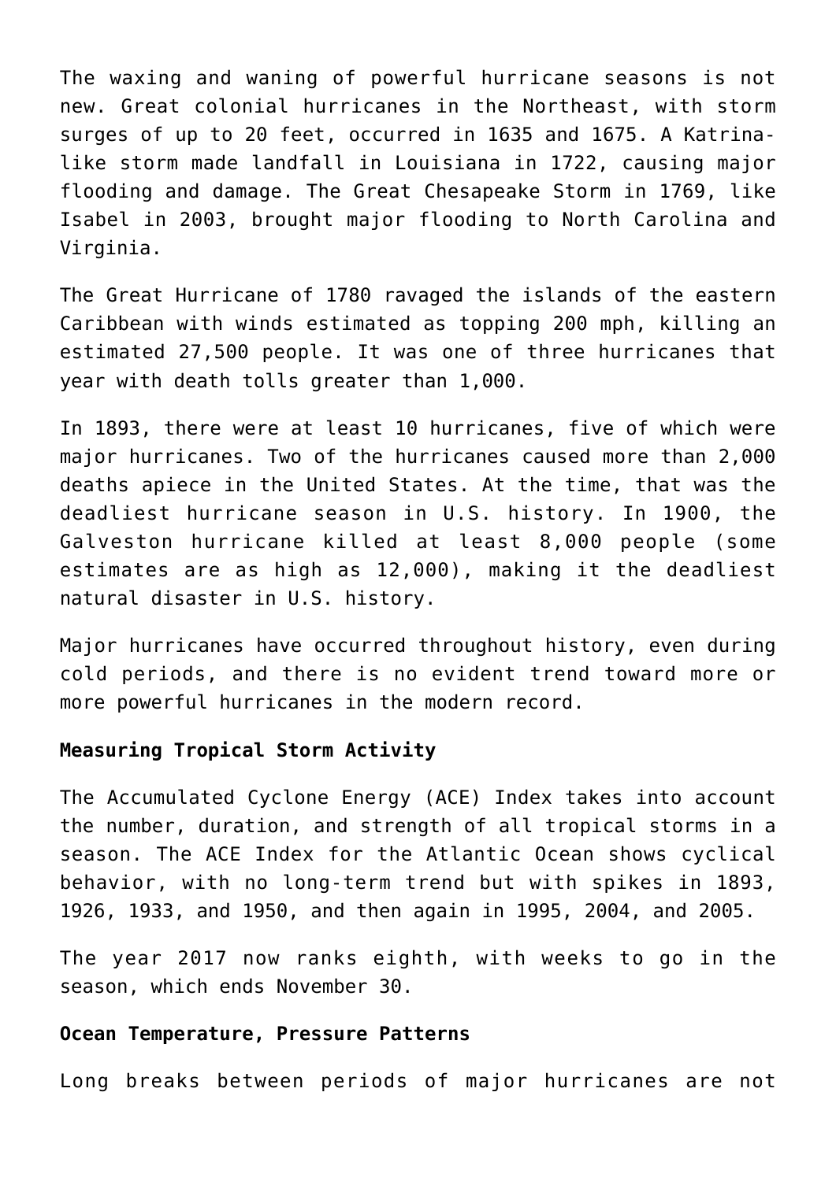The waxing and waning of powerful hurricane seasons is not new. Great colonial hurricanes in the Northeast, with storm surges of up to 20 feet, occurred in 1635 and 1675. A Katrina-like storm made landfall in Louisiana in 1722, causing major flooding and damage. The Great Chesapeake Storm in 1769, like Isabel in 2003, brought major flooding to North Carolina and Virginia.

The Great Hurricane of 1780 ravaged the islands of the eastern Caribbean with winds estimated as topping 200 mph, killing an estimated 27,500 people. It was one of three hurricanes that year with death tolls greater than 1,000.

In 1893, there were at least 10 hurricanes, five of which were major hurricanes. Two of the hurricanes caused more than 2,000 deaths apiece in the United States. At the time, that was the deadliest hurricane season in U.S. history. In 1900, the Galveston hurricane killed at least 8,000 people (some estimates are as high as 12,000), making it the deadliest natural disaster in U.S. history.

Major hurricanes have occurred throughout history, even during cold periods, and there is no evident trend toward more or more powerful hurricanes in the modern record.

**Measuring Tropical Storm Activity**

The Accumulated Cyclone Energy (ACE) Index takes into account the number, duration, and strength of all tropical storms in a season. The ACE Index for the Atlantic Ocean shows cyclical behavior, with no long-term trend but with spikes in 1893, 1926, 1933, and 1950, and then again in 1995, 2004, and 2005.

The year 2017 now ranks eighth, with weeks to go in the season, which ends November 30.

**Ocean Temperature, Pressure Patterns**

Long breaks between periods of major hurricanes are not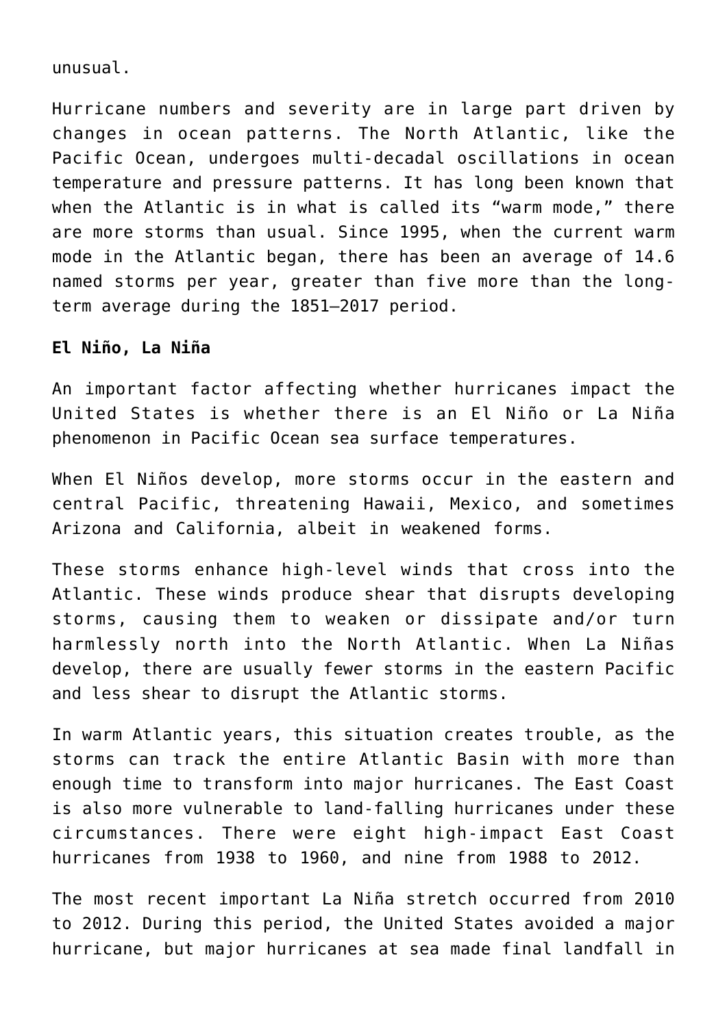unusual.

Hurricane numbers and severity are in large part driven by changes in ocean patterns. The North Atlantic, like the Pacific Ocean, undergoes multi-decadal oscillations in ocean temperature and pressure patterns. It has long been known that when the Atlantic is in what is called its “warm mode,” there are more storms than usual. Since 1995, when the current warm mode in the Atlantic began, there has been an average of 14.6 named storms per year, greater than five more than the long-term average during the 1851–2017 period.

**El Niño, La Niña**

An important factor affecting whether hurricanes impact the United States is whether there is an El Niño or La Niña phenomenon in Pacific Ocean sea surface temperatures.

When El Niños develop, more storms occur in the eastern and central Pacific, threatening Hawaii, Mexico, and sometimes Arizona and California, albeit in weakened forms.

These storms enhance high-level winds that cross into the Atlantic. These winds produce shear that disrupts developing storms, causing them to weaken or dissipate and/or turn harmlessly north into the North Atlantic. When La Niñas develop, there are usually fewer storms in the eastern Pacific and less shear to disrupt the Atlantic storms.

In warm Atlantic years, this situation creates trouble, as the storms can track the entire Atlantic Basin with more than enough time to transform into major hurricanes. The East Coast is also more vulnerable to land-falling hurricanes under these circumstances. There were eight high-impact East Coast hurricanes from 1938 to 1960, and nine from 1988 to 2012.

The most recent important La Niña stretch occurred from 2010 to 2012. During this period, the United States avoided a major hurricane, but major hurricanes at sea made final landfall in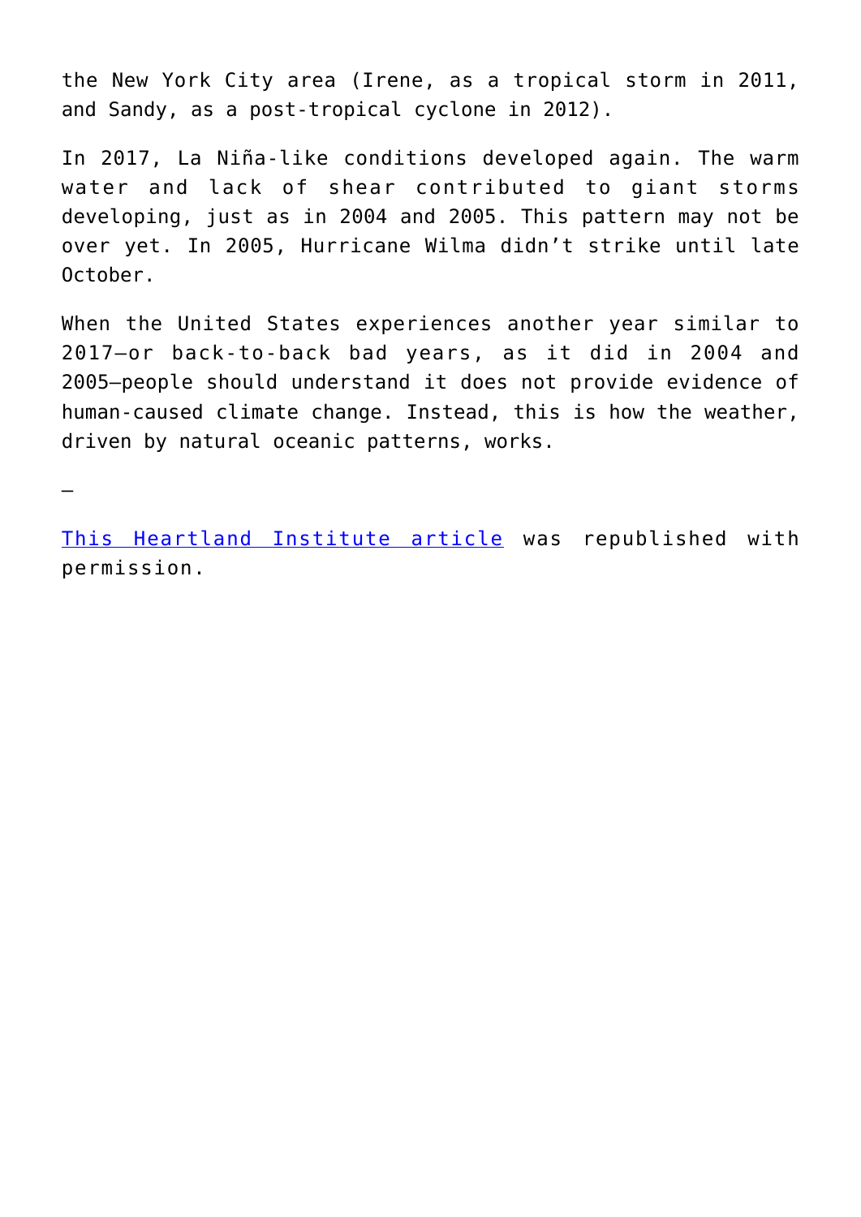the New York City area (Irene, as a tropical storm in 2011, and Sandy, as a post-tropical cyclone in 2012).

In 2017, La Niña-like conditions developed again. The warm water and lack of shear contributed to giant storms developing, just as in 2004 and 2005. This pattern may not be over yet. In 2005, Hurricane Wilma didn't strike until late October.

When the United States experiences another year similar to 2017—or back-to-back bad years, as it did in 2004 and 2005—people should understand it does not provide evidence of human-caused climate change. Instead, this is how the weather, driven by natural oceanic patterns, works.

—

This Heartland Institute article was republished with permission.